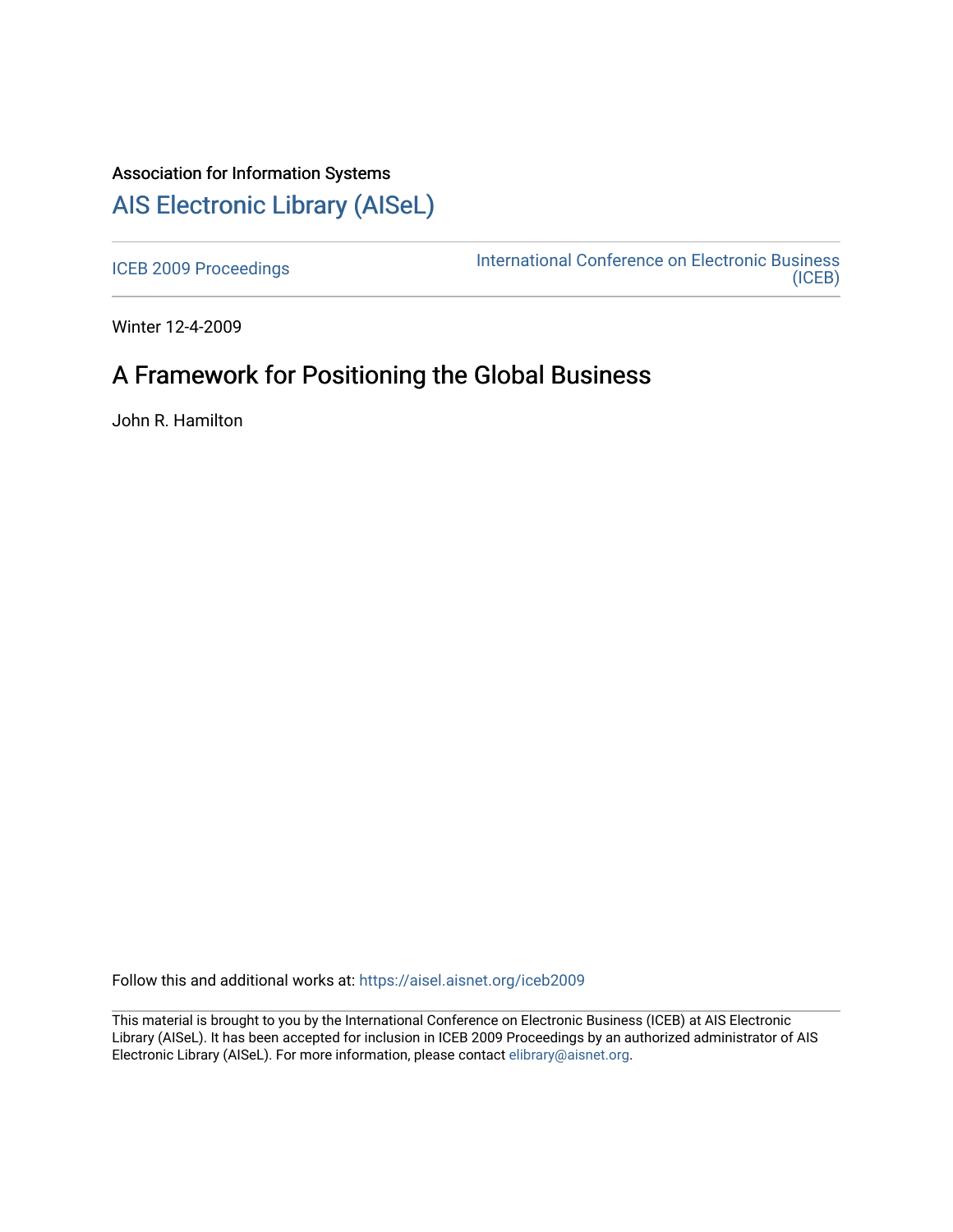Association for Information Systems

# AIS Electronic Library (AISeL)

ICEB 2009 Proceedings

International Conference on Electronic Business (ICEB)

Winter 12-4-2009

## A Framework for Positioning the Global Business

John R. Hamilton

Follow this and additional works at: https://aisel.aisnet.org/iceb2009

This material is brought to you by the International Conference on Electronic Business (ICEB) at AIS Electronic Library (AISeL). It has been accepted for inclusion in ICEB 2009 Proceedings by an authorized administrator of AIS Electronic Library (AISeL). For more information, please contact elibrary@aisnet.org.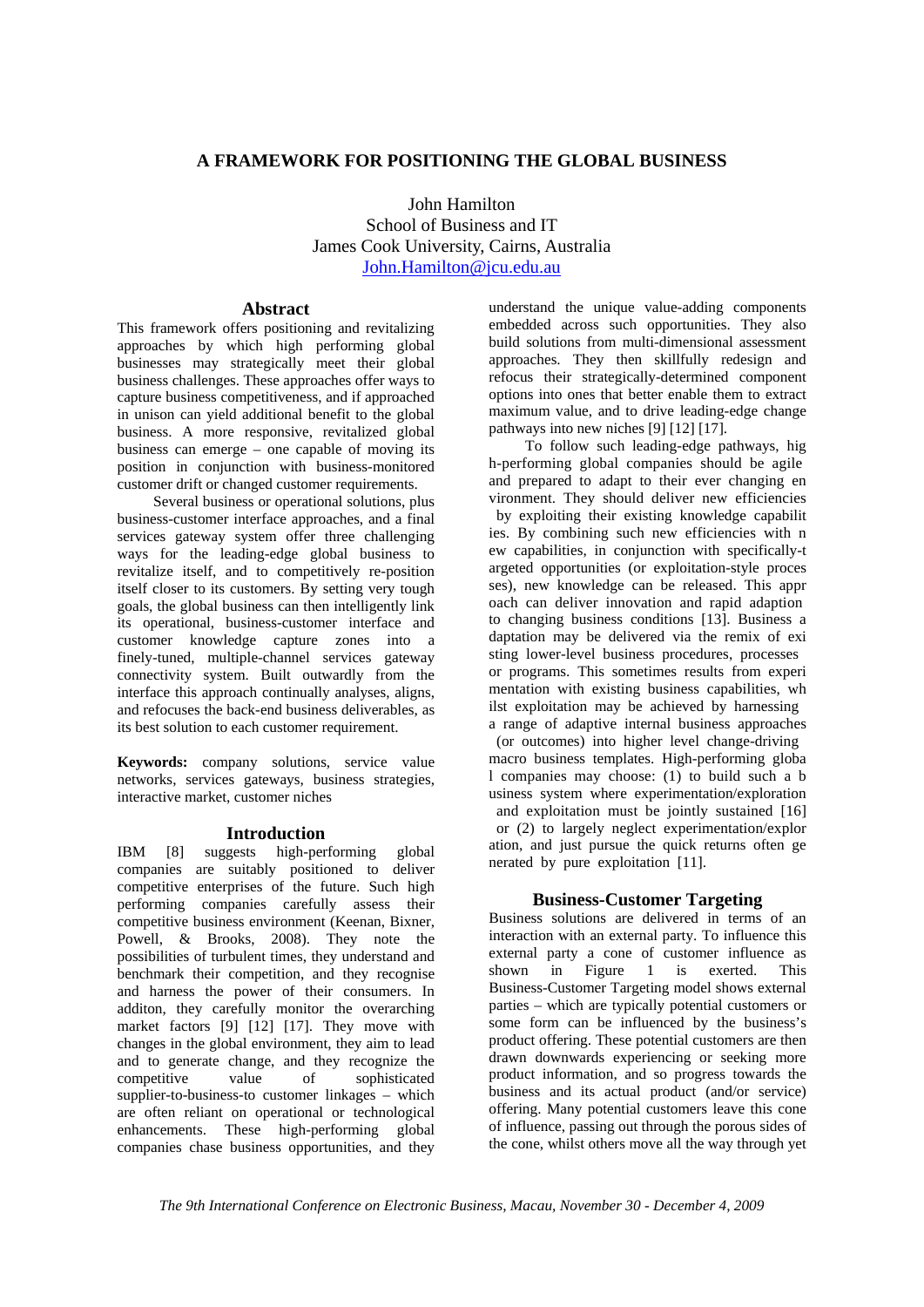# A FRAMEWORK FOR POSITIONING THE GLOBAL BUSINESS

John Hamilton
School of Business and IT
James Cook University, Cairns, Australia
John.Hamilton@jcu.edu.au

## Abstract

This framework offers positioning and revitalizing approaches by which high performing global businesses may strategically meet their global business challenges. These approaches offer ways to capture business competitiveness, and if approached in unison can yield additional benefit to the global business. A more responsive, revitalized global business can emerge – one capable of moving its position in conjunction with business-monitored customer drift or changed customer requirements.

Several business or operational solutions, plus business-customer interface approaches, and a final services gateway system offer three challenging ways for the leading-edge global business to revitalize itself, and to competitively re-position itself closer to its customers. By setting very tough goals, the global business can then intelligently link its operational, business-customer interface and customer knowledge capture zones into a finely-tuned, multiple-channel services gateway connectivity system. Built outwardly from the interface this approach continually analyses, aligns, and refocuses the back-end business deliverables, as its best solution to each customer requirement.

**Keywords:** company solutions, service value networks, services gateways, business strategies, interactive market, customer niches

## Introduction

IBM [8] suggests high-performing global companies are suitably positioned to deliver competitive enterprises of the future. Such high performing companies carefully assess their competitive business environment (Keenan, Bixner, Powell, & Brooks, 2008). They note the possibilities of turbulent times, they understand and benchmark their competition, and they recognise and harness the power of their consumers. In additon, they carefully monitor the overarching market factors [9] [12] [17]. They move with changes in the global environment, they aim to lead and to generate change, and they recognize the competitive value of sophisticated supplier-to-business-to customer linkages – which are often reliant on operational or technological enhancements. These high-performing global companies chase business opportunities, and they understand the unique value-adding components embedded across such opportunities. They also build solutions from multi-dimensional assessment approaches. They then skillfully redesign and refocus their strategically-determined component options into ones that better enable them to extract maximum value, and to drive leading-edge change pathways into new niches [9] [12] [17].

To follow such leading-edge pathways, high-performing global companies should be agile and prepared to adapt to their ever changing environment. They should deliver new efficiencies by exploiting their existing knowledge capabilities. By combining such new efficiencies with new capabilities, in conjunction with specifically-targeted opportunities (or exploitation-style processes), new knowledge can be released. This approach can deliver innovation and rapid adaption to changing business conditions [13]. Business adaptation may be delivered via the remix of existing lower-level business procedures, processes or programs. This sometimes results from experimentation with existing business capabilities, whilst exploitation may be achieved by harnessing a range of adaptive internal business approaches (or outcomes) into higher level change-driving macro business templates. High-performing global companies may choose: (1) to build such a business system where experimentation/exploration and exploitation must be jointly sustained [16] or (2) to largely neglect experimentation/exploration, and just pursue the quick returns often generated by pure exploitation [11].

## Business-Customer Targeting

Business solutions are delivered in terms of an interaction with an external party. To influence this external party a cone of customer influence as shown in Figure 1 is exerted. This Business-Customer Targeting model shows external parties – which are typically potential customers or some form can be influenced by the business's product offering. These potential customers are then drawn downwards experiencing or seeking more product information, and so progress towards the business and its actual product (and/or service) offering. Many potential customers leave this cone of influence, passing out through the porous sides of the cone, whilst others move all the way through yet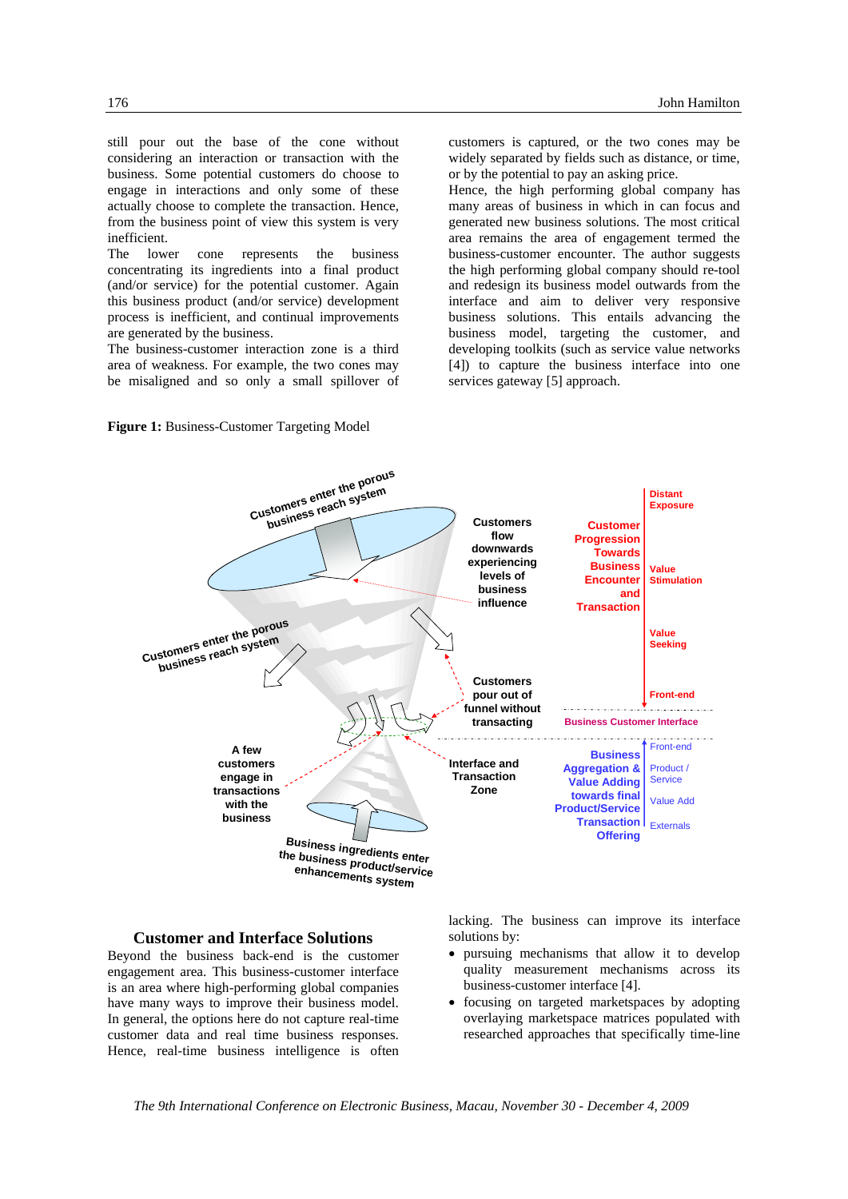still pour out the base of the cone without considering an interaction or transaction with the business. Some potential customers do choose to engage in interactions and only some of these actually choose to complete the transaction. Hence, from the business point of view this system is very inefficient.

The lower cone represents the business concentrating its ingredients into a final product (and/or service) for the potential customer. Again this business product (and/or service) development process is inefficient, and continual improvements are generated by the business.

The business-customer interaction zone is a third area of weakness. For example, the two cones may be misaligned and so only a small spillover of customers is captured, or the two cones may be widely separated by fields such as distance, or time, or by the potential to pay an asking price.

Hence, the high performing global company has many areas of business in which in can focus and generated new business solutions. The most critical area remains the area of engagement termed the business-customer encounter. The author suggests the high performing global company should re-tool and redesign its business model outwards from the interface and aim to deliver very responsive business solutions. This entails advancing the business model, targeting the customer, and developing toolkits (such as service value networks [4]) to capture the business interface into one services gateway [5] approach.

**Figure 1:** Business-Customer Targeting Model

## Customer and Interface Solutions

Beyond the business back-end is the customer engagement area. This business-customer interface is an area where high-performing global companies have many ways to improve their business model. In general, the options here do not capture real-time customer data and real time business responses. Hence, real-time business intelligence is often lacking. The business can improve its interface solutions by:

- pursuing mechanisms that allow it to develop quality measurement mechanisms across its business-customer interface [4].
- focusing on targeted marketspaces by adopting overlaying marketspace matrices populated with researched approaches that specifically time-line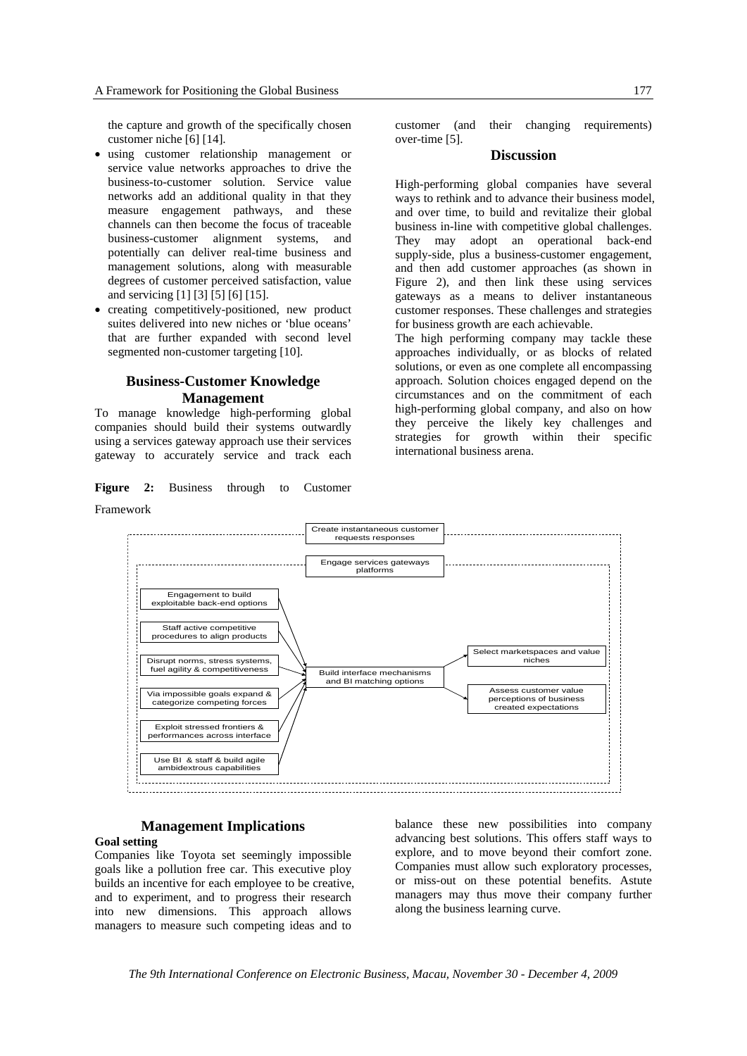the capture and growth of the specifically chosen customer niche [6] [14].

- using customer relationship management or service value networks approaches to drive the business-to-customer solution. Service value networks add an additional quality in that they measure engagement pathways, and these channels can then become the focus of traceable business-customer alignment systems, and potentially can deliver real-time business and management solutions, along with measurable degrees of customer perceived satisfaction, value and servicing [1] [3] [5] [6] [15].
- creating competitively-positioned, new product suites delivered into new niches or 'blue oceans' that are further expanded with second level segmented non-customer targeting [10].

## Business-Customer Knowledge Management

To manage knowledge high-performing global companies should build their systems outwardly using a services gateway approach use their services gateway to accurately service and track each customer (and their changing requirements) over-time [5].

## Discussion

High-performing global companies have several ways to rethink and to advance their business model, and over time, to build and revitalize their global business in-line with competitive global challenges. They may adopt an operational back-end supply-side, plus a business-customer engagement, and then add customer approaches (as shown in Figure 2), and then link these using services gateways as a means to deliver instantaneous customer responses. These challenges and strategies for business growth are each achievable.

The high performing company may tackle these approaches individually, or as blocks of related solutions, or even as one complete all encompassing approach. Solution choices engaged depend on the circumstances and on the commitment of each high-performing global company, and also on how they perceive the likely key challenges and strategies for growth within their specific international business arena.

**Figure 2:** Business through to Customer Framework

Create instantaneous customer requests responses

Engage services gateways platforms

Engagement to build exploitable back-end options

Staff active competitive procedures to align products

Disrupt norms, stress systems, fuel agility & competitiveness

Via impossible goals expand & categorize competing forces

Exploit stressed frontiers & performances across interface

Use BI & staff & build agile ambidextrous capabilities

Build interface mechanisms and BI matching options

Select marketspaces and value niches

Assess customer value perceptions of business created expectations

## Management Implications

**Goal setting**

Companies like Toyota set seemingly impossible goals like a pollution free car. This executive ploy builds an incentive for each employee to be creative, and to experiment, and to progress their research into new dimensions. This approach allows managers to measure such competing ideas and to balance these new possibilities into company advancing best solutions. This offers staff ways to explore, and to move beyond their comfort zone. Companies must allow such exploratory processes, or miss-out on these potential benefits. Astute managers may thus move their company further along the business learning curve.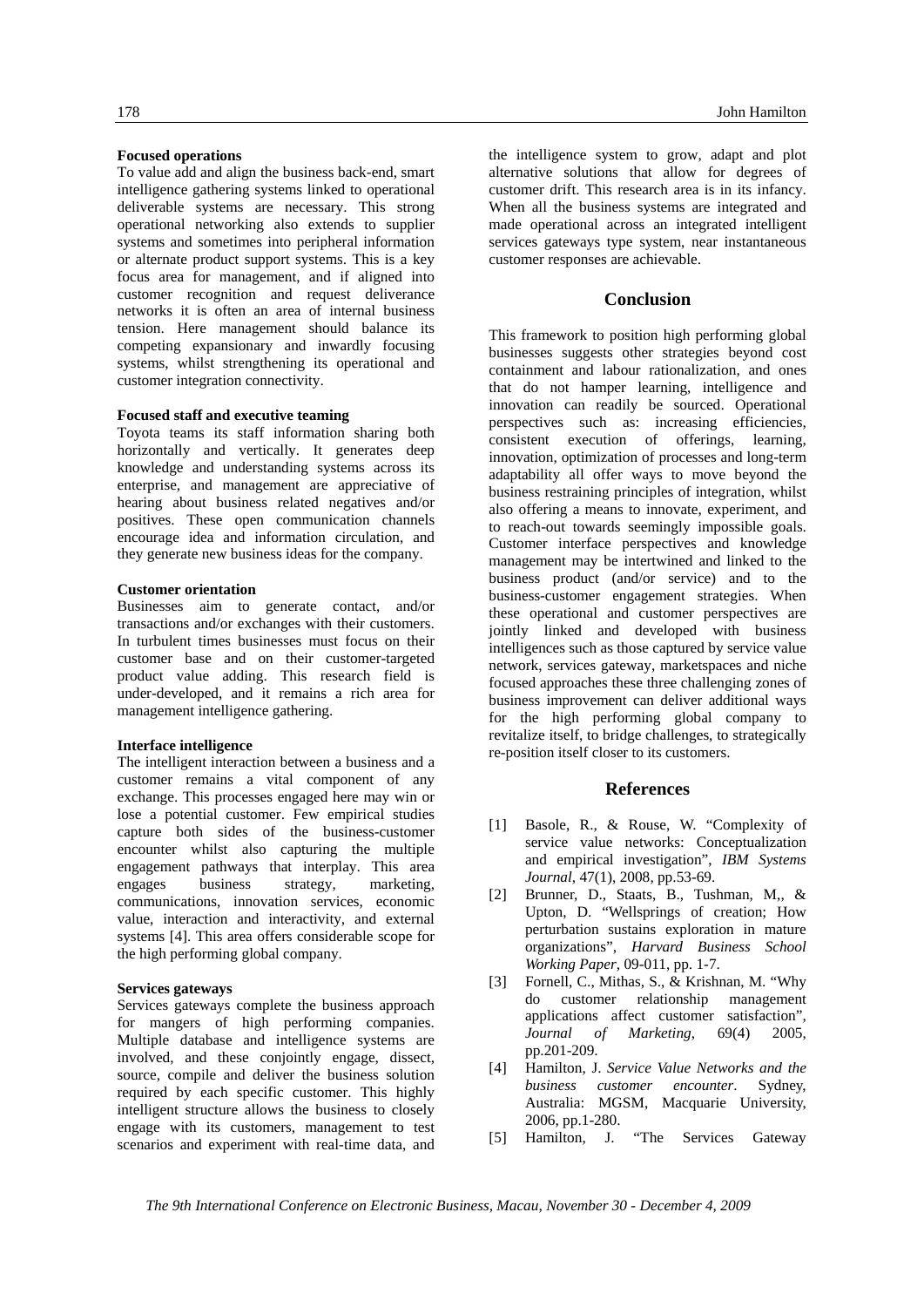**Focused operations**

To value add and align the business back-end, smart intelligence gathering systems linked to operational deliverable systems are necessary. This strong operational networking also extends to supplier systems and sometimes into peripheral information or alternate product support systems. This is a key focus area for management, and if aligned into customer recognition and request deliverance networks it is often an area of internal business tension. Here management should balance its competing expansionary and inwardly focusing systems, whilst strengthening its operational and customer integration connectivity.

**Focused staff and executive teaming**

Toyota teams its staff information sharing both horizontally and vertically. It generates deep knowledge and understanding systems across its enterprise, and management are appreciative of hearing about business related negatives and/or positives. These open communication channels encourage idea and information circulation, and they generate new business ideas for the company.

**Customer orientation**

Businesses aim to generate contact, and/or transactions and/or exchanges with their customers. In turbulent times businesses must focus on their customer base and on their customer-targeted product value adding. This research field is under-developed, and it remains a rich area for management intelligence gathering.

**Interface intelligence**

The intelligent interaction between a business and a customer remains a vital component of any exchange. This processes engaged here may win or lose a potential customer. Few empirical studies capture both sides of the business-customer encounter whilst also capturing the multiple engagement pathways that interplay. This area engages business strategy, marketing, communications, innovation services, economic value, interaction and interactivity, and external systems [4]. This area offers considerable scope for the high performing global company.

**Services gateways**

Services gateways complete the business approach for mangers of high performing companies. Multiple database and intelligence systems are involved, and these conjointly engage, dissect, source, compile and deliver the business solution required by each specific customer. This highly intelligent structure allows the business to closely engage with its customers, management to test scenarios and experiment with real-time data, and the intelligence system to grow, adapt and plot alternative solutions that allow for degrees of customer drift. This research area is in its infancy. When all the business systems are integrated and made operational across an integrated intelligent services gateways type system, near instantaneous customer responses are achievable.

## Conclusion

This framework to position high performing global businesses suggests other strategies beyond cost containment and labour rationalization, and ones that do not hamper learning, intelligence and innovation can readily be sourced. Operational perspectives such as: increasing efficiencies, consistent execution of offerings, learning, innovation, optimization of processes and long-term adaptability all offer ways to move beyond the business restraining principles of integration, whilst also offering a means to innovate, experiment, and to reach-out towards seemingly impossible goals. Customer interface perspectives and knowledge management may be intertwined and linked to the business product (and/or service) and to the business-customer engagement strategies. When these operational and customer perspectives are jointly linked and developed with business intelligences such as those captured by service value network, services gateway, marketspaces and niche focused approaches these three challenging zones of business improvement can deliver additional ways for the high performing global company to revitalize itself, to bridge challenges, to strategically re-position itself closer to its customers.

## References

[1] Basole, R., & Rouse, W. "Complexity of service value networks: Conceptualization and empirical investigation", *IBM Systems Journal*, 47(1), 2008, pp.53-69.

[2] Brunner, D., Staats, B., Tushman, M,, & Upton, D. "Wellsprings of creation; How perturbation sustains exploration in mature organizations", *Harvard Business School Working Paper*, 09-011, pp. 1-7.

[3] Fornell, C., Mithas, S., & Krishnan, M. "Why do customer relationship management applications affect customer satisfaction", *Journal of Marketing*, 69(4) 2005, pp.201-209.

[4] Hamilton, J. *Service Value Networks and the business customer encounter*. Sydney, Australia: MGSM, Macquarie University, 2006, pp.1-280.

[5] Hamilton, J. "The Services Gateway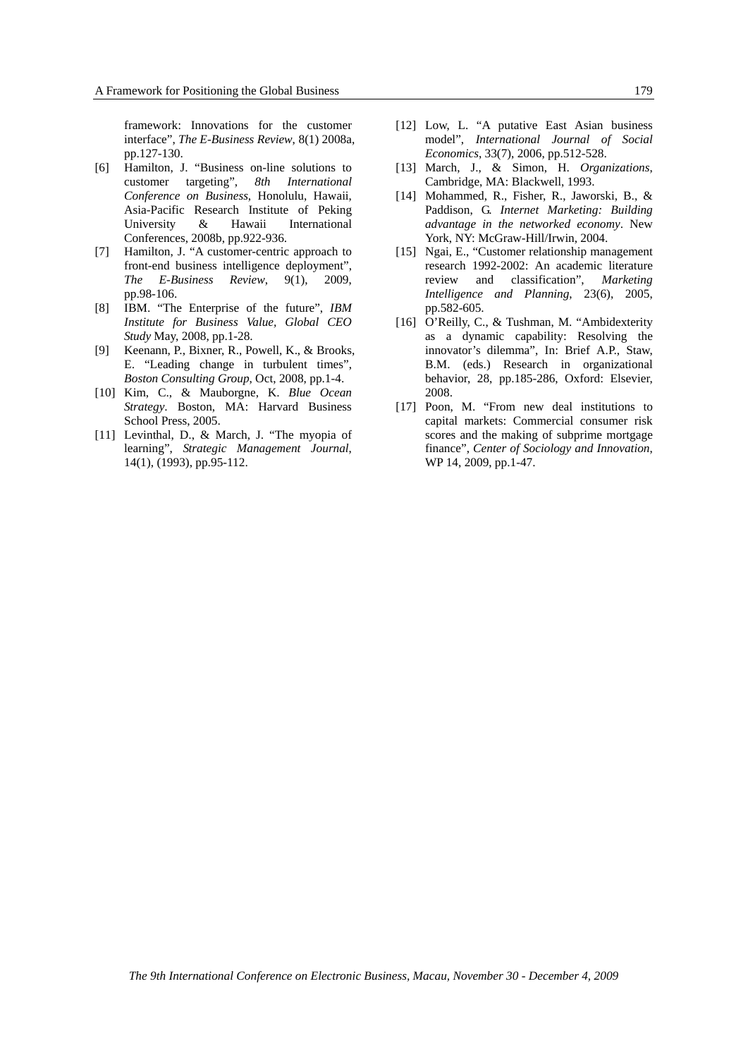framework: Innovations for the customer interface", *The E-Business Review*, 8(1) 2008a, pp.127-130.

[6] Hamilton, J. "Business on-line solutions to customer targeting", *8th International Conference on Business*, Honolulu, Hawaii, Asia-Pacific Research Institute of Peking University & Hawaii International Conferences, 2008b, pp.922-936.

[7] Hamilton, J. "A customer-centric approach to front-end business intelligence deployment", *The E-Business Review*, 9(1), 2009, pp.98-106.

[8] IBM. "The Enterprise of the future", *IBM Institute for Business Value, Global CEO Study* May, 2008, pp.1-28.

[9] Keenann, P., Bixner, R., Powell, K., & Brooks, E. "Leading change in turbulent times", *Boston Consulting Group*, Oct, 2008, pp.1-4.

[10] Kim, C., & Mauborgne, K. *Blue Ocean Strategy*. Boston, MA: Harvard Business School Press, 2005.

[11] Levinthal, D., & March, J. "The myopia of learning", *Strategic Management Journal*, 14(1), (1993), pp.95-112.

[12] Low, L. "A putative East Asian business model", *International Journal of Social Economics*, 33(7), 2006, pp.512-528.

[13] March, J., & Simon, H. *Organizations*, Cambridge, MA: Blackwell, 1993.

[14] Mohammed, R., Fisher, R., Jaworski, B., & Paddison, G. *Internet Marketing: Building advantage in the networked economy*. New York, NY: McGraw-Hill/Irwin, 2004.

[15] Ngai, E., "Customer relationship management research 1992-2002: An academic literature review and classification", *Marketing Intelligence and Planning*, 23(6), 2005, pp.582-605.

[16] O'Reilly, C., & Tushman, M. "Ambidexterity as a dynamic capability: Resolving the innovator's dilemma", In: Brief A.P., Staw, B.M. (eds.) Research in organizational behavior, 28, pp.185-286, Oxford: Elsevier, 2008.

[17] Poon, M. "From new deal institutions to capital markets: Commercial consumer risk scores and the making of subprime mortgage finance", *Center of Sociology and Innovation*, WP 14, 2009, pp.1-47.